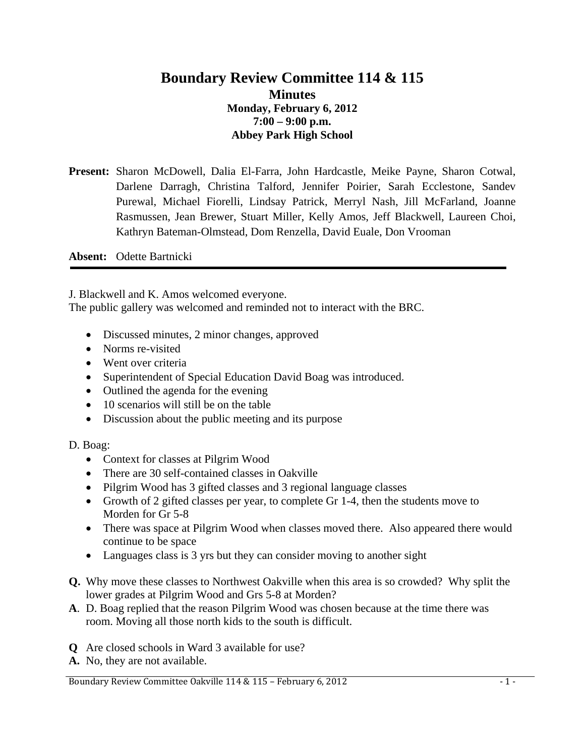# Boundary Review Committee 114 & 115

## Minutes

### Monday, February 6, 2012
### 7:00 – 9:00 p.m.
### Abbey Park High School

**Present:** Sharon McDowell, Dalia El-Farra, John Hardcastle, Meike Payne, Sharon Cotwal, Darlene Darragh, Christina Talford, Jennifer Poirier, Sarah Ecclestone, Sandev Purewal, Michael Fiorelli, Lindsay Patrick, Merryl Nash, Jill McFarland, Joanne Rasmussen, Jean Brewer, Stuart Miller, Kelly Amos, Jeff Blackwell, Laureen Choi, Kathryn Bateman-Olmstead, Dom Renzella, David Euale, Don Vrooman

**Absent:** Odette Bartnicki

---

J. Blackwell and K. Amos welcomed everyone.
The public gallery was welcomed and reminded not to interact with the BRC.

- Discussed minutes, 2 minor changes, approved
- Norms re-visited
- Went over criteria
- Superintendent of Special Education David Boag was introduced.
- Outlined the agenda for the evening
- 10 scenarios will still be on the table
- Discussion about the public meeting and its purpose

D. Boag:

- Context for classes at Pilgrim Wood
- There are 30 self-contained classes in Oakville
- Pilgrim Wood has 3 gifted classes and 3 regional language classes
- Growth of 2 gifted classes per year, to complete Gr 1-4, then the students move to Morden for Gr 5-8
- There was space at Pilgrim Wood when classes moved there. Also appeared there would continue to be space
- Languages class is 3 yrs but they can consider moving to another sight

**Q.** Why move these classes to Northwest Oakville when this area is so crowded? Why split the lower grades at Pilgrim Wood and Grs 5-8 at Morden?

**A**. D. Boag replied that the reason Pilgrim Wood was chosen because at the time there was room. Moving all those north kids to the south is difficult.

**Q** Are closed schools in Ward 3 available for use?

**A.** No, they are not available.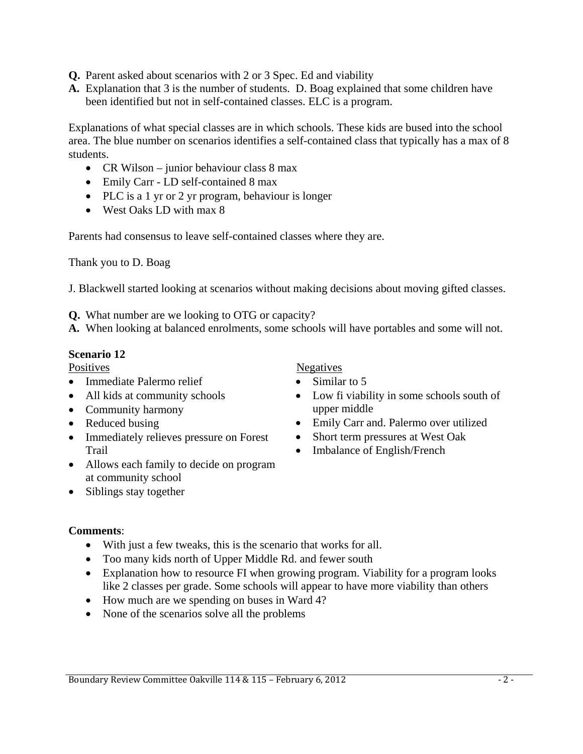**Q.** Parent asked about scenarios with 2 or 3 Spec. Ed and viability

**A.** Explanation that 3 is the number of students. D. Boag explained that some children have been identified but not in self-contained classes. ELC is a program.

Explanations of what special classes are in which schools. These kids are bused into the school area. The blue number on scenarios identifies a self-contained class that typically has a max of 8 students.

- CR Wilson – junior behaviour class 8 max
- Emily Carr - LD self-contained 8 max
- PLC is a 1 yr or 2 yr program, behaviour is longer
- West Oaks LD with max 8

Parents had consensus to leave self-contained classes where they are.

Thank you to D. Boag

J. Blackwell started looking at scenarios without making decisions about moving gifted classes.

**Q.** What number are we looking to OTG or capacity?

**A.** When looking at balanced enrolments, some schools will have portables and some will not.

**Scenario 12**

Positives

- Immediate Palermo relief
- All kids at community schools
- Community harmony
- Reduced busing
- Immediately relieves pressure on Forest Trail
- Allows each family to decide on program at community school
- Siblings stay together

Negatives

- Similar to 5
- Low fi viability in some schools south of upper middle
- Emily Carr and. Palermo over utilized
- Short term pressures at West Oak
- Imbalance of English/French

**Comments**:

- With just a few tweaks, this is the scenario that works for all.
- Too many kids north of Upper Middle Rd. and fewer south
- Explanation how to resource FI when growing program. Viability for a program looks like 2 classes per grade. Some schools will appear to have more viability than others
- How much are we spending on buses in Ward 4?
- None of the scenarios solve all the problems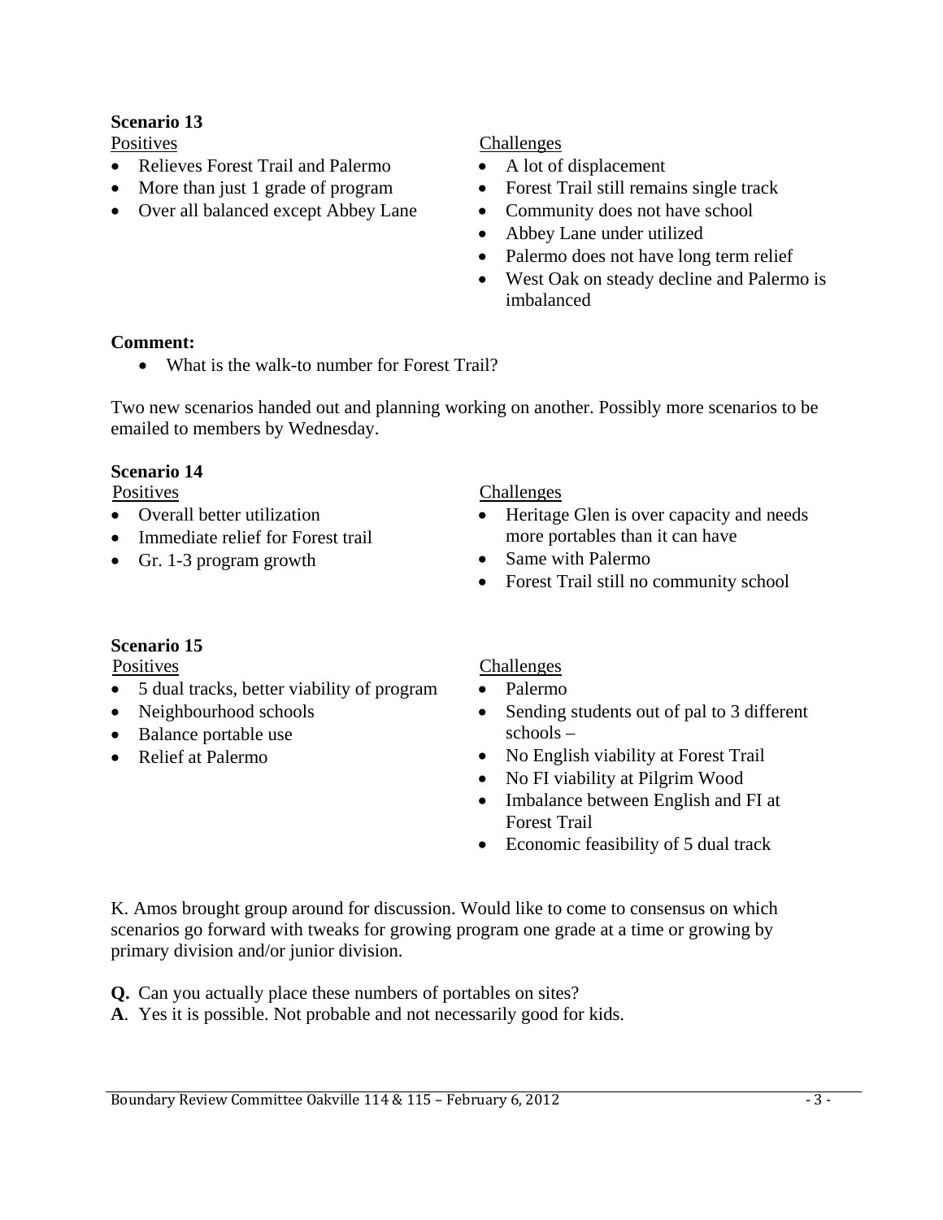**Scenario 13**

Positives

- Relieves Forest Trail and Palermo
- More than just 1 grade of program
- Over all balanced except Abbey Lane

Challenges

- A lot of displacement
- Forest Trail still remains single track
- Community does not have school
- Abbey Lane under utilized
- Palermo does not have long term relief
- West Oak on steady decline and Palermo is imbalanced

**Comment:**

- What is the walk-to number for Forest Trail?

Two new scenarios handed out and planning working on another. Possibly more scenarios to be emailed to members by Wednesday.

**Scenario 14**

Positives

- Overall better utilization
- Immediate relief for Forest trail
- Gr. 1-3 program growth

Challenges

- Heritage Glen is over capacity and needs more portables than it can have
- Same with Palermo
- Forest Trail still no community school

**Scenario 15**

Positives

- 5 dual tracks, better viability of program
- Neighbourhood schools
- Balance portable use
- Relief at Palermo

Challenges

- Palermo
- Sending students out of pal to 3 different schools –
- No English viability at Forest Trail
- No FI viability at Pilgrim Wood
- Imbalance between English and FI at Forest Trail
- Economic feasibility of 5 dual track

K. Amos brought group around for discussion. Would like to come to consensus on which scenarios go forward with tweaks for growing program one grade at a time or growing by primary division and/or junior division.

**Q.** Can you actually place these numbers of portables on sites?

**A**. Yes it is possible. Not probable and not necessarily good for kids.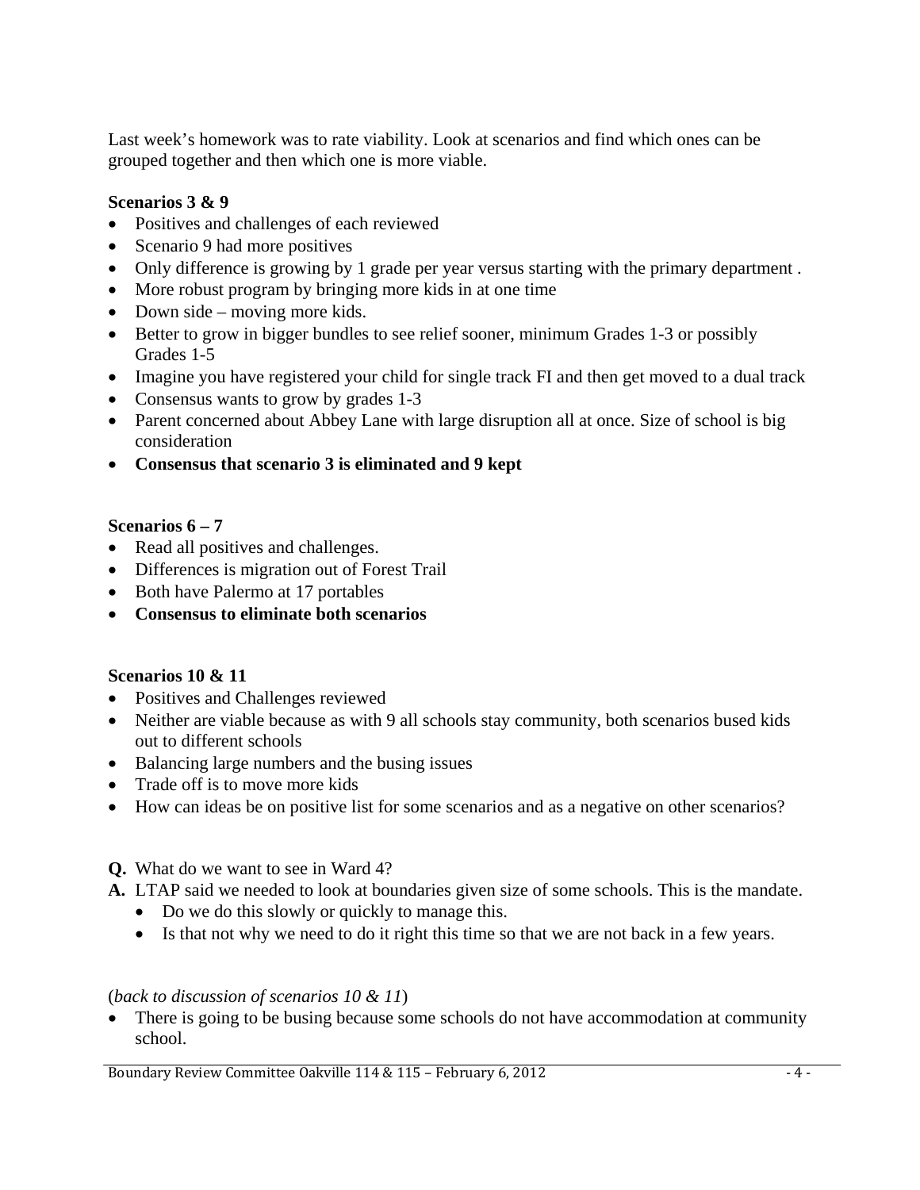Last week's homework was to rate viability. Look at scenarios and find which ones can be grouped together and then which one is more viable.

**Scenarios 3 & 9**

- Positives and challenges of each reviewed
- Scenario 9 had more positives
- Only difference is growing by 1 grade per year versus starting with the primary department .
- More robust program by bringing more kids in at one time
- Down side – moving more kids.
- Better to grow in bigger bundles to see relief sooner, minimum Grades 1-3 or possibly Grades 1-5
- Imagine you have registered your child for single track FI and then get moved to a dual track
- Consensus wants to grow by grades 1-3
- Parent concerned about Abbey Lane with large disruption all at once. Size of school is big consideration
- **Consensus that scenario 3 is eliminated and 9 kept**

**Scenarios 6 – 7**

- Read all positives and challenges.
- Differences is migration out of Forest Trail
- Both have Palermo at 17 portables
- **Consensus to eliminate both scenarios**

**Scenarios 10 & 11**

- Positives and Challenges reviewed
- Neither are viable because as with 9 all schools stay community, both scenarios bused kids out to different schools
- Balancing large numbers and the busing issues
- Trade off is to move more kids
- How can ideas be on positive list for some scenarios and as a negative on other scenarios?

**Q.** What do we want to see in Ward 4?

**A.** LTAP said we needed to look at boundaries given size of some schools. This is the mandate.

- Do we do this slowly or quickly to manage this.
- Is that not why we need to do it right this time so that we are not back in a few years.

(*back to discussion of scenarios 10 & 11*)

- There is going to be busing because some schools do not have accommodation at community school.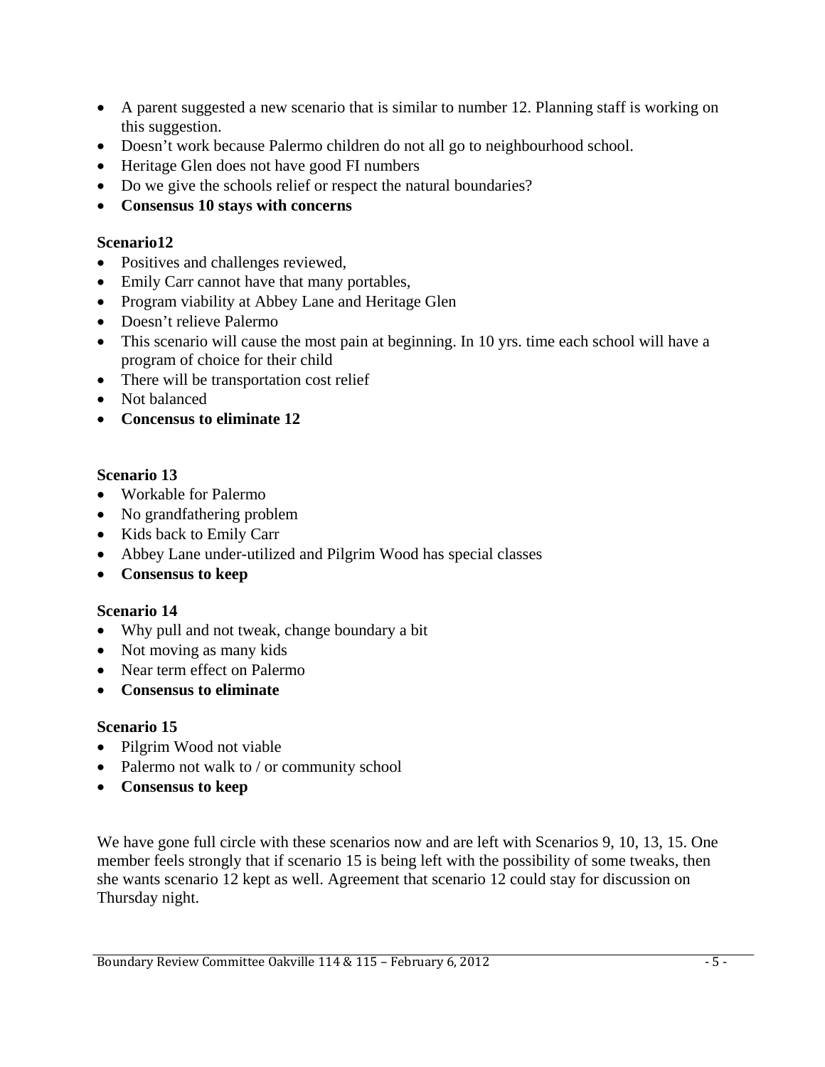- A parent suggested a new scenario that is similar to number 12. Planning staff is working on this suggestion.
- Doesn't work because Palermo children do not all go to neighbourhood school.
- Heritage Glen does not have good FI numbers
- Do we give the schools relief or respect the natural boundaries?
- **Consensus 10 stays with concerns**

**Scenario12**

- Positives and challenges reviewed,
- Emily Carr cannot have that many portables,
- Program viability at Abbey Lane and Heritage Glen
- Doesn't relieve Palermo
- This scenario will cause the most pain at beginning. In 10 yrs. time each school will have a program of choice for their child
- There will be transportation cost relief
- Not balanced
- **Concensus to eliminate 12**

**Scenario 13**

- Workable for Palermo
- No grandfathering problem
- Kids back to Emily Carr
- Abbey Lane under-utilized and Pilgrim Wood has special classes
- **Consensus to keep**

**Scenario 14**

- Why pull and not tweak, change boundary a bit
- Not moving as many kids
- Near term effect on Palermo
- **Consensus to eliminate**

**Scenario 15**

- Pilgrim Wood not viable
- Palermo not walk to / or community school
- **Consensus to keep**

We have gone full circle with these scenarios now and are left with Scenarios 9, 10, 13, 15. One member feels strongly that if scenario 15 is being left with the possibility of some tweaks, then she wants scenario 12 kept as well. Agreement that scenario 12 could stay for discussion on Thursday night.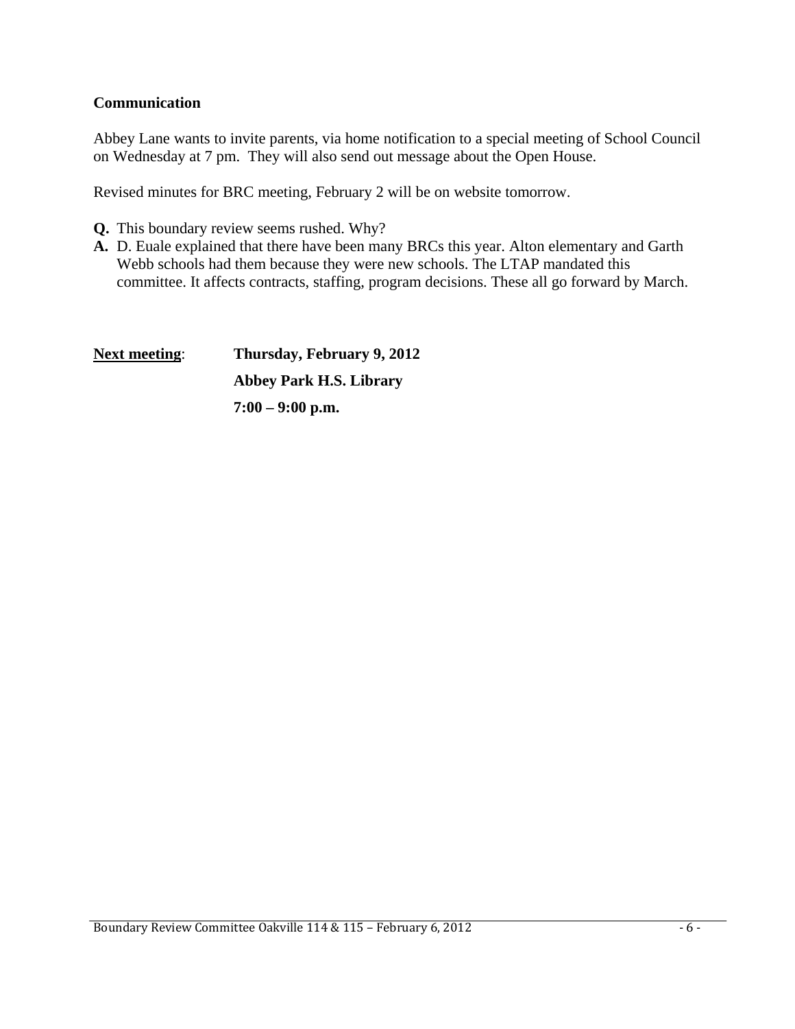**Communication**

Abbey Lane wants to invite parents, via home notification to a special meeting of School Council on Wednesday at 7 pm. They will also send out message about the Open House.

Revised minutes for BRC meeting, February 2 will be on website tomorrow.

**Q.** This boundary review seems rushed. Why?

**A.** D. Euale explained that there have been many BRCs this year. Alton elementary and Garth Webb schools had them because they were new schools. The LTAP mandated this committee. It affects contracts, staffing, program decisions. These all go forward by March.

<u>**Next meeting**</u>: **Thursday, February 9, 2012**

**Abbey Park H.S. Library**

**7:00 – 9:00 p.m.**